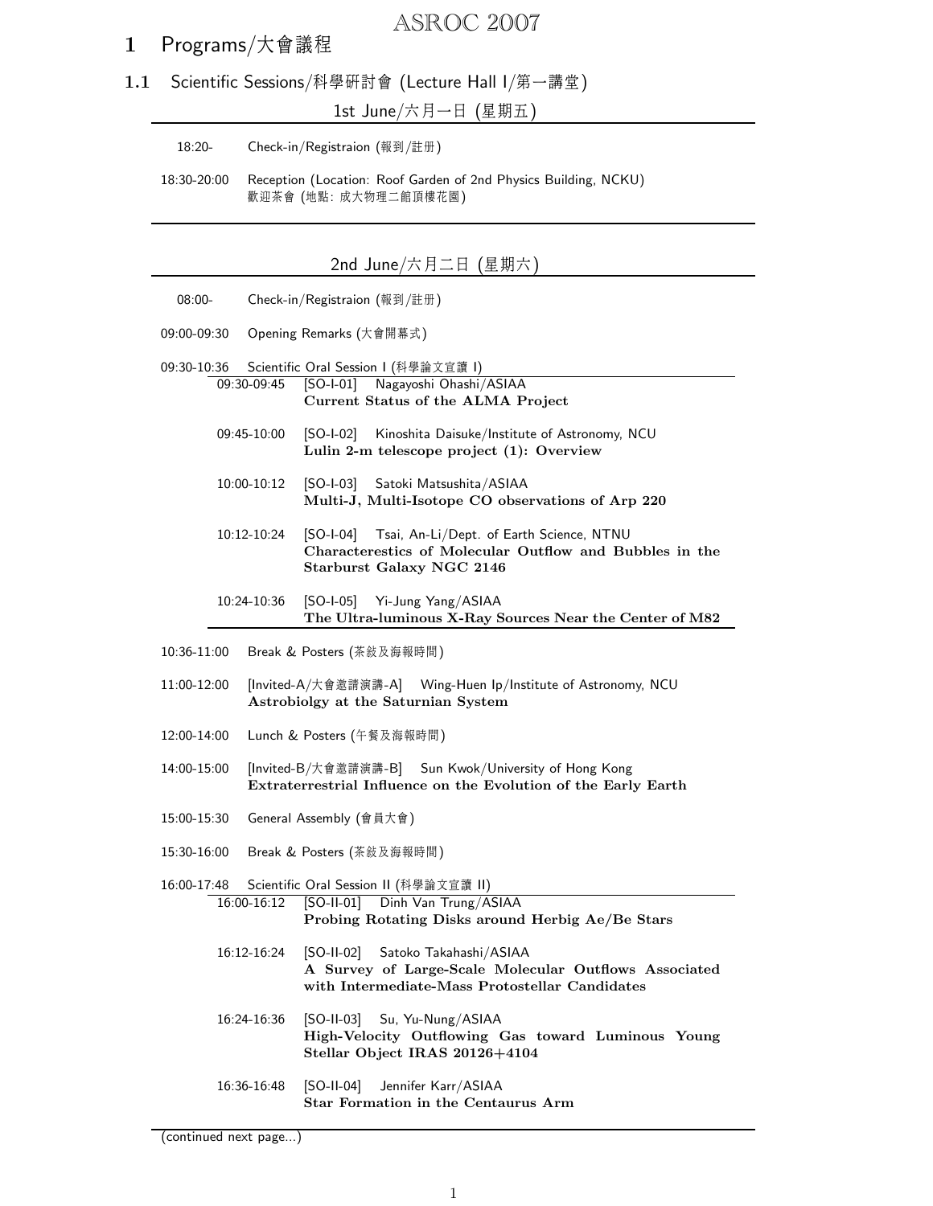# 1 Programs/大會議程

## 1.1 Scientific Sessions/科學研討會 (Lecture Hall I/第一講堂)

### 1st June/六月一日 (星期五)

18:20- Check-in/Registraion (報到/註册)

18:30-20:00 Reception (Location: Roof Garden of 2nd Physics Building, NCKU)
歡迎茶會 (地點: 成大物理二館頂樓花園)

### 2nd June/六月二日 (星期六)

08:00- Check-in/Registraion (報到/註册)

09:00-09:30 Opening Remarks (大會開幕式)

09:30-10:36 Scientific Oral Session I (科學論文宣讀 I)

- 09:30-09:45 [SO-I-01] Nagayoshi Ohashi/ASIAA
  **Current Status of the ALMA Project**
- 09:45-10:00 [SO-I-02] Kinoshita Daisuke/Institute of Astronomy, NCU
  **Lulin 2-m telescope project (1): Overview**
- 10:00-10:12 [SO-I-03] Satoki Matsushita/ASIAA
  **Multi-J, Multi-Isotope CO observations of Arp 220**
- 10:12-10:24 [SO-I-04] Tsai, An-Li/Dept. of Earth Science, NTNU
  **Characterestics of Molecular Outflow and Bubbles in the Starburst Galaxy NGC 2146**
- 10:24-10:36 [SO-I-05] Yi-Jung Yang/ASIAA
  **The Ultra-luminous X-Ray Sources Near the Center of M82**

10:36-11:00 Break & Posters (茶敍及海報時間)

11:00-12:00 [Invited-A/大會邀請演講-A] Wing-Huen Ip/Institute of Astronomy, NCU
**Astrobiolgy at the Saturnian System**

12:00-14:00 Lunch & Posters (午餐及海報時間)

14:00-15:00 [Invited-B/大會邀請演講-B] Sun Kwok/University of Hong Kong
**Extraterrestrial Influence on the Evolution of the Early Earth**

15:00-15:30 General Assembly (會員大會)

15:30-16:00 Break & Posters (茶敍及海報時間)

16:00-17:48 Scientific Oral Session II (科學論文宣讀 II)

- 16:00-16:12 [SO-II-01] Dinh Van Trung/ASIAA
  **Probing Rotating Disks around Herbig Ae/Be Stars**
- 16:12-16:24 [SO-II-02] Satoko Takahashi/ASIAA
  **A Survey of Large-Scale Molecular Outflows Associated with Intermediate-Mass Protostellar Candidates**
- 16:24-16:36 [SO-II-03] Su, Yu-Nung/ASIAA
  **High-Velocity Outflowing Gas toward Luminous Young Stellar Object IRAS 20126+4104**
- 16:36-16:48 [SO-II-04] Jennifer Karr/ASIAA
  **Star Formation in the Centaurus Arm**

(continued next page...)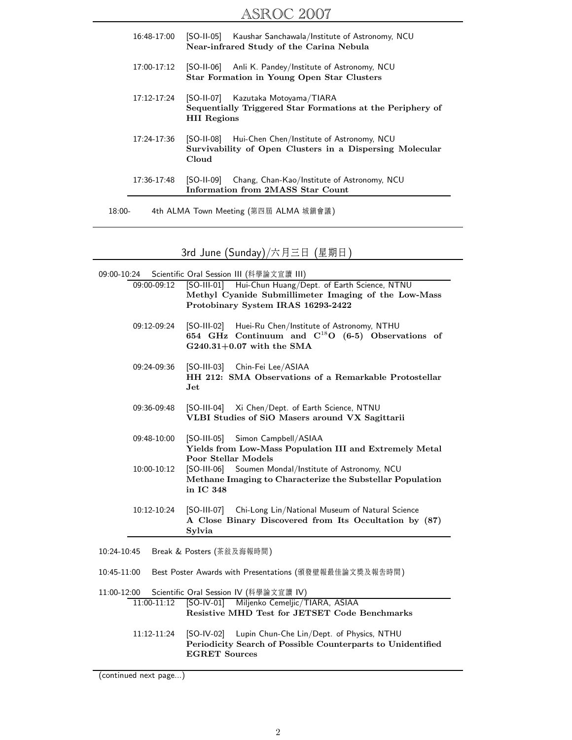16:48-17:00 [SO-II-05] Kaushar Sanchawala/Institute of Astronomy, NCU
**Near-infrared Study of the Carina Nebula**

17:00-17:12 [SO-II-06] Anli K. Pandey/Institute of Astronomy, NCU
**Star Formation in Young Open Star Clusters**

17:12-17:24 [SO-II-07] Kazutaka Motoyama/TIARA
**Sequentially Triggered Star Formations at the Periphery of HII Regions**

17:24-17:36 [SO-II-08] Hui-Chen Chen/Institute of Astronomy, NCU
**Survivability of Open Clusters in a Dispersing Molecular Cloud**

17:36-17:48 [SO-II-09] Chang, Chan-Kao/Institute of Astronomy, NCU
**Information from 2MASS Star Count**

18:00- 4th ALMA Town Meeting (第四屆 ALMA 城鎮會議)

## 3rd June (Sunday)/六月三日 (星期日)

09:00-10:24 Scientific Oral Session III (科學論文宣讀 III)

09:00-09:12 [SO-III-01] Hui-Chun Huang/Dept. of Earth Science, NTNU
**Methyl Cyanide Submillimeter Imaging of the Low-Mass Protobinary System IRAS 16293-2422**

09:12-09:24 [SO-III-02] Huei-Ru Chen/Institute of Astronomy, NTHU
**654 GHz Continuum and $C^{18}O$ (6-5) Observations of G240.31+0.07 with the SMA**

09:24-09:36 [SO-III-03] Chin-Fei Lee/ASIAA
**HH 212: SMA Observations of a Remarkable Protostellar Jet**

09:36-09:48 [SO-III-04] Xi Chen/Dept. of Earth Science, NTNU
**VLBI Studies of SiO Masers around VX Sagittarii**

09:48-10:00 [SO-III-05] Simon Campbell/ASIAA
**Yields from Low-Mass Population III and Extremely Metal Poor Stellar Models**

10:00-10:12 [SO-III-06] Soumen Mondal/Institute of Astronomy, NCU
**Methane Imaging to Characterize the Substellar Population in IC 348**

10:12-10:24 [SO-III-07] Chi-Long Lin/National Museum of Natural Science
**A Close Binary Discovered from Its Occultation by (87) Sylvia**

10:24-10:45 Break & Posters (茶敘及海報時間)

10:45-11:00 Best Poster Awards with Presentations (頒發壁報最佳論文獎及報告時間)

11:00-12:00 Scientific Oral Session IV (科學論文宣讀 IV)

11:00-11:12 [SO-IV-01] Miljenko Cemeljic/TIARA, ASIAA
**Resistive MHD Test for JETSET Code Benchmarks**

11:12-11:24 [SO-IV-02] Lupin Chun-Che Lin/Dept. of Physics, NTHU
**Periodicity Search of Possible Counterparts to Unidentified EGRET Sources**

(continued next page...)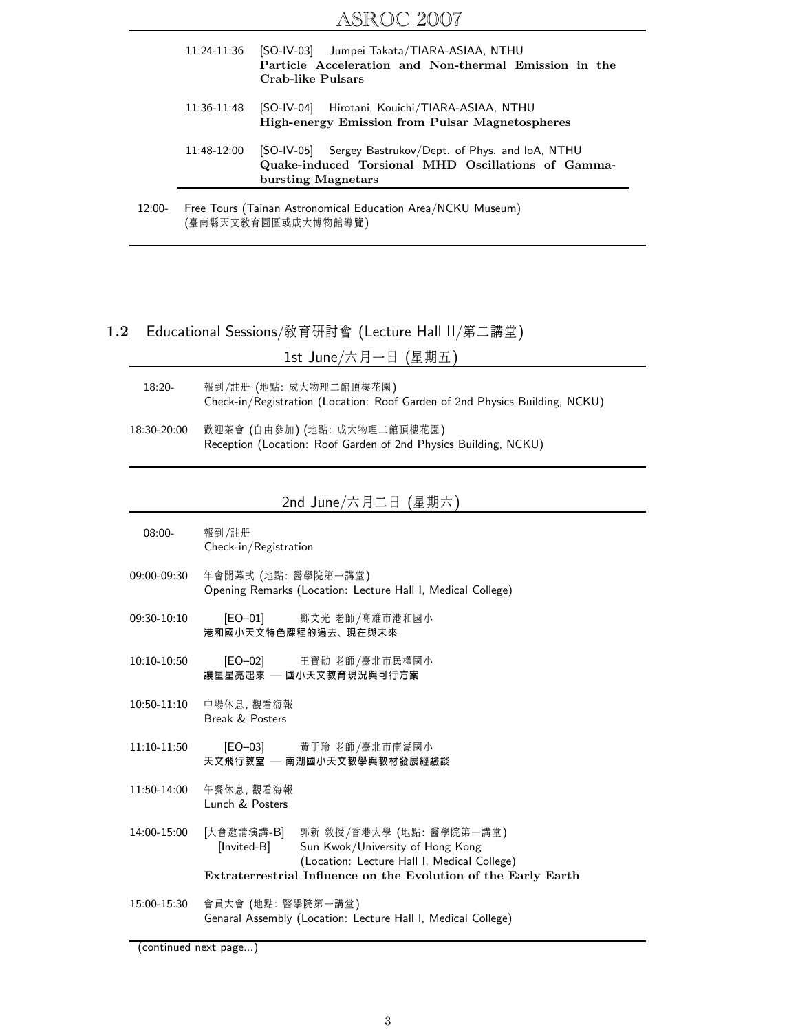| | |
|---|---|
| 11:24-11:36 | [SO-IV-03] Jumpei Takata/TIARA-ASIAA, NTHU<br>**Particle Acceleration and Non-thermal Emission in the Crab-like Pulsars** |
| 11:36-11:48 | [SO-IV-04] Hirotani, Kouichi/TIARA-ASIAA, NTHU<br>**High-energy Emission from Pulsar Magnetospheres** |
| 11:48-12:00 | [SO-IV-05] Sergey Bastrukov/Dept. of Phys. and IoA, NTHU<br>**Quake-induced Torsional MHD Oscillations of Gamma-bursting Magnetars** |
| 12:00- | Free Tours (Tainan Astronomical Education Area/NCKU Museum)<br>(臺南縣天文教育園區或成大博物館導覽) |

## 1.2 Educational Sessions/教育研討會 (Lecture Hall II/第二講堂)

### 1st June/六月一日 (星期五)

| | |
|---|---|
| 18:20- | 報到/註冊 (地點: 成大物理二館頂樓花園)<br>Check-in/Registration (Location: Roof Garden of 2nd Physics Building, NCKU) |
| 18:30-20:00 | 歡迎茶會 (自由參加) (地點: 成大物理二館頂樓花園)<br>Reception (Location: Roof Garden of 2nd Physics Building, NCKU) |

### 2nd June/六月二日 (星期六)

| | |
|---|---|
| 08:00- | 報到/註冊<br>Check-in/Registration |
| 09:00-09:30 | 年會開幕式 (地點: 醫學院第一講堂)<br>Opening Remarks (Location: Lecture Hall I, Medical College) |
| 09:30-10:10 | [EO–01] 鄭文光 老師/高雄市港和國小<br>**港和國小天文特色課程的過去、現在與未來** |
| 10:10-10:50 | [EO–02] 王寶勛 老師/臺北市民權國小<br>**讓星星亮起來 — 國小天文教育現況與可行方案** |
| 10:50-11:10 | 中場休息, 觀看海報<br>Break & Posters |
| 11:10-11:50 | [EO–03] 黃于玲 老師/臺北市南湖國小<br>**天文飛行教室 — 南湖國小天文教學與教材發展經驗談** |
| 11:50-14:00 | 午餐休息, 觀看海報<br>Lunch & Posters |
| 14:00-15:00 | [大會邀請演講-B] 郭新 教授/香港大學 (地點: 醫學院第一講堂)<br>[Invited-B] Sun Kwok/University of Hong Kong<br>(Location: Lecture Hall I, Medical College)<br>**Extraterrestrial Influence on the Evolution of the Early Earth** |
| 15:00-15:30 | 會員大會 (地點: 醫學院第一講堂)<br>Genaral Assembly (Location: Lecture Hall I, Medical College) |

(continued next page...)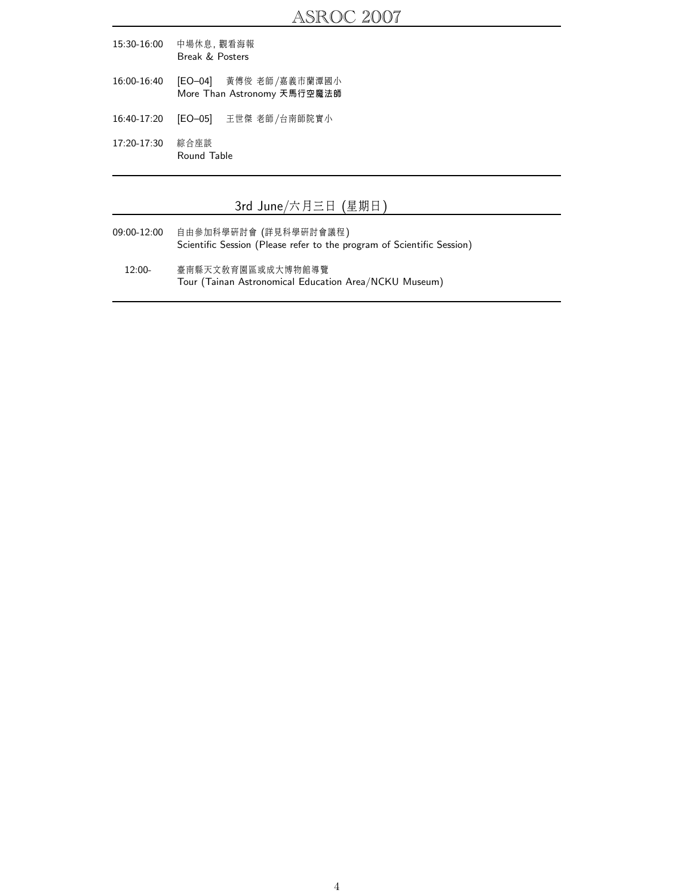15:30-16:00 中場休息, 觀看海報
Break & Posters

16:00-16:40 [EO–04] 黃傅俊 老師/嘉義市蘭潭國小
More Than Astronomy **天馬行空魔法師**

16:40-17:20 [EO–05] 王世傑 老師/台南師院實小

17:20-17:30 綜合座談
Round Table

## 3rd June/六月三日 (星期日)

09:00-12:00 自由參加科學研討會 (詳見科學研討會議程)
Scientific Session (Please refer to the program of Scientific Session)

12:00- 臺南縣天文教育園區或成大博物館導覽
Tour (Tainan Astronomical Education Area/NCKU Museum)